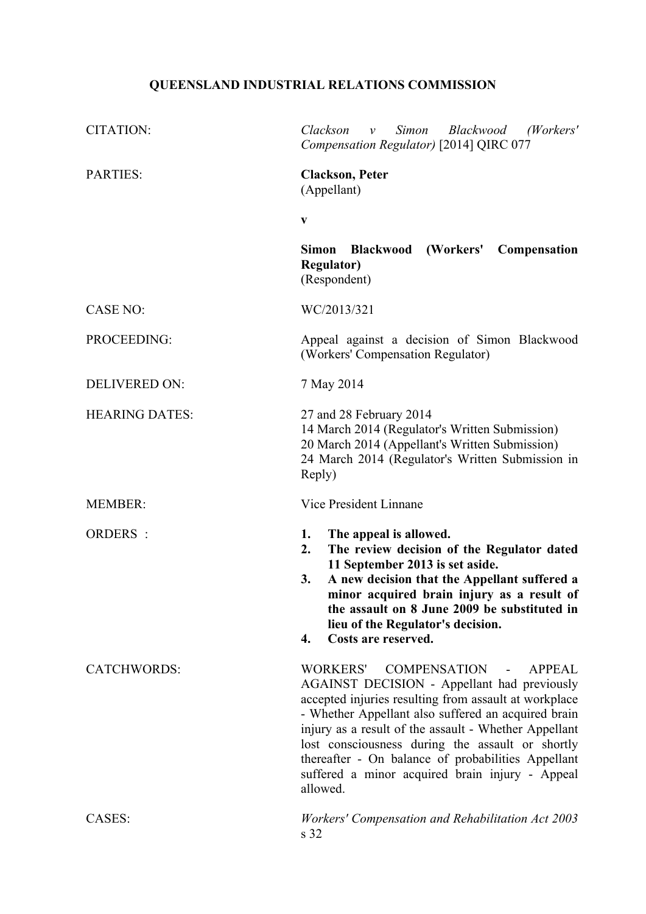**QUEENSLAND INDUSTRIAL RELATIONS COMMISSION**

| | |
|---|---|
| CITATION: | *Clackson v Simon Blackwood (Workers' Compensation Regulator)* [2014] QIRC 077 |
| PARTIES: | **Clackson, Peter**<br>(Appellant)<br><br>**v**<br><br>**Simon Blackwood (Workers' Compensation Regulator)**<br>(Respondent) |
| CASE NO: | WC/2013/321 |
| PROCEEDING: | Appeal against a decision of Simon Blackwood (Workers' Compensation Regulator) |
| DELIVERED ON: | 7 May 2014 |
| HEARING DATES: | 27 and 28 February 2014<br>14 March 2014 (Regulator's Written Submission)<br>20 March 2014 (Appellant's Written Submission)<br>24 March 2014 (Regulator's Written Submission in Reply) |
| MEMBER: | Vice President Linnane |
| ORDERS : | **1. The appeal is allowed.**<br>**2. The review decision of the Regulator dated 11 September 2013 is set aside.**<br>**3. A new decision that the Appellant suffered a minor acquired brain injury as a result of the assault on 8 June 2009 be substituted in lieu of the Regulator's decision.**<br>**4. Costs are reserved.** |
| CATCHWORDS: | WORKERS' COMPENSATION - APPEAL AGAINST DECISION - Appellant had previously accepted injuries resulting from assault at workplace - Whether Appellant also suffered an acquired brain injury as a result of the assault - Whether Appellant lost consciousness during the assault or shortly thereafter - On balance of probabilities Appellant suffered a minor acquired brain injury - Appeal allowed. |
| CASES: | *Workers' Compensation and Rehabilitation Act 2003* s 32 |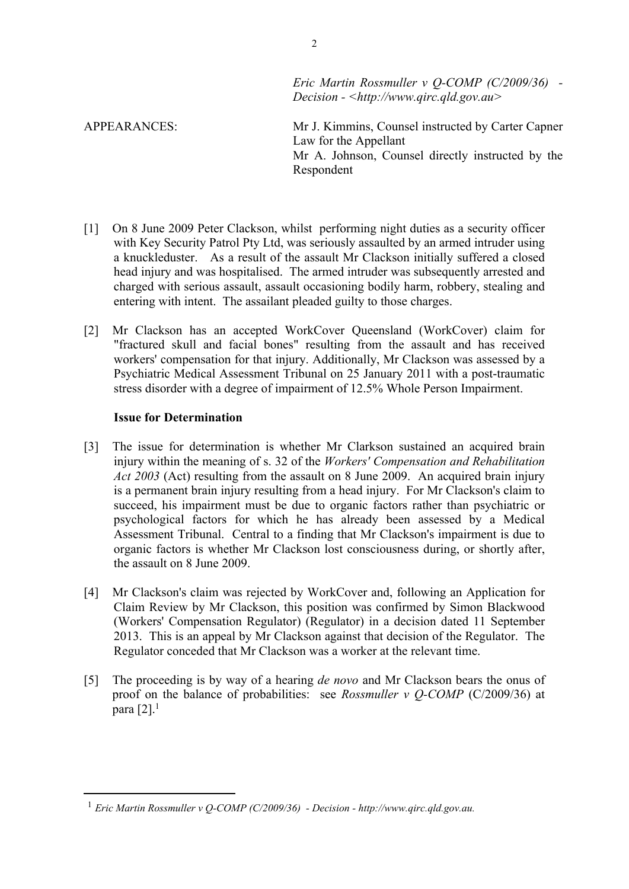*Eric Martin Rossmuller v Q-COMP (C/2009/36) - Decision - <http://www.qirc.qld.gov.au>*

APPEARANCES: Mr J. Kimmins, Counsel instructed by Carter Capner Law for the Appellant
Mr A. Johnson, Counsel directly instructed by the Respondent

[1] On 8 June 2009 Peter Clackson, whilst performing night duties as a security officer with Key Security Patrol Pty Ltd, was seriously assaulted by an armed intruder using a knuckleduster. As a result of the assault Mr Clackson initially suffered a closed head injury and was hospitalised. The armed intruder was subsequently arrested and charged with serious assault, assault occasioning bodily harm, robbery, stealing and entering with intent. The assailant pleaded guilty to those charges.

[2] Mr Clackson has an accepted WorkCover Queensland (WorkCover) claim for "fractured skull and facial bones" resulting from the assault and has received workers' compensation for that injury. Additionally, Mr Clackson was assessed by a Psychiatric Medical Assessment Tribunal on 25 January 2011 with a post-traumatic stress disorder with a degree of impairment of 12.5% Whole Person Impairment.

**Issue for Determination**

[3] The issue for determination is whether Mr Clarkson sustained an acquired brain injury within the meaning of s. 32 of the *Workers' Compensation and Rehabilitation Act 2003* (Act) resulting from the assault on 8 June 2009. An acquired brain injury is a permanent brain injury resulting from a head injury. For Mr Clackson's claim to succeed, his impairment must be due to organic factors rather than psychiatric or psychological factors for which he has already been assessed by a Medical Assessment Tribunal. Central to a finding that Mr Clackson's impairment is due to organic factors is whether Mr Clackson lost consciousness during, or shortly after, the assault on 8 June 2009.

[4] Mr Clackson's claim was rejected by WorkCover and, following an Application for Claim Review by Mr Clackson, this position was confirmed by Simon Blackwood (Workers' Compensation Regulator) (Regulator) in a decision dated 11 September 2013. This is an appeal by Mr Clackson against that decision of the Regulator. The Regulator conceded that Mr Clackson was a worker at the relevant time.

[5] The proceeding is by way of a hearing *de novo* and Mr Clackson bears the onus of proof on the balance of probabilities: see *Rossmuller v Q-COMP* (C/2009/36) at para [2].[1]

---

[1] *Eric Martin Rossmuller v Q-COMP (C/2009/36) - Decision - http://www.qirc.qld.gov.au.*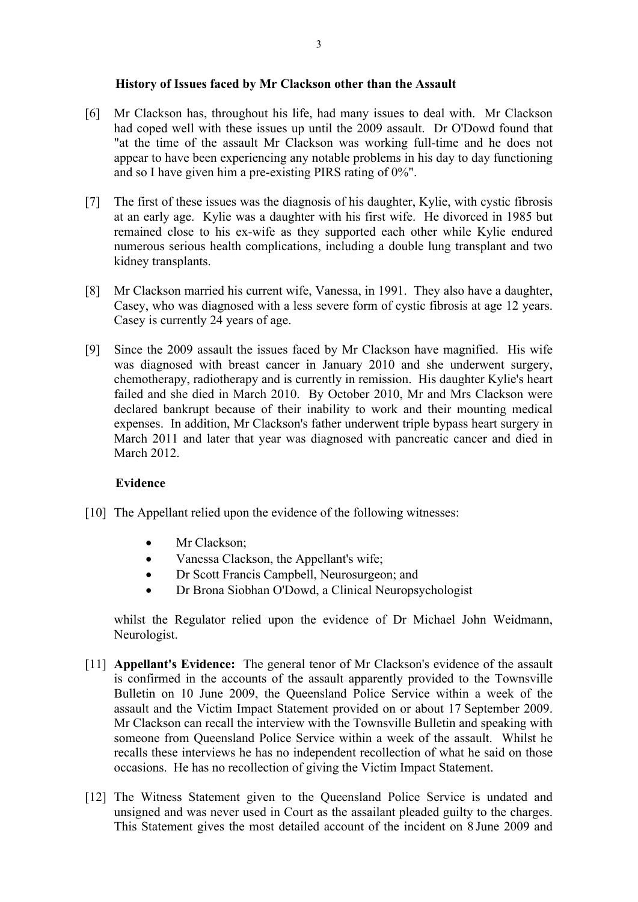### History of Issues faced by Mr Clackson other than the Assault

[6] Mr Clackson has, throughout his life, had many issues to deal with. Mr Clackson had coped well with these issues up until the 2009 assault. Dr O'Dowd found that "at the time of the assault Mr Clackson was working full-time and he does not appear to have been experiencing any notable problems in his day to day functioning and so I have given him a pre-existing PIRS rating of 0%".

[7] The first of these issues was the diagnosis of his daughter, Kylie, with cystic fibrosis at an early age. Kylie was a daughter with his first wife. He divorced in 1985 but remained close to his ex-wife as they supported each other while Kylie endured numerous serious health complications, including a double lung transplant and two kidney transplants.

[8] Mr Clackson married his current wife, Vanessa, in 1991. They also have a daughter, Casey, who was diagnosed with a less severe form of cystic fibrosis at age 12 years. Casey is currently 24 years of age.

[9] Since the 2009 assault the issues faced by Mr Clackson have magnified. His wife was diagnosed with breast cancer in January 2010 and she underwent surgery, chemotherapy, radiotherapy and is currently in remission. His daughter Kylie's heart failed and she died in March 2010. By October 2010, Mr and Mrs Clackson were declared bankrupt because of their inability to work and their mounting medical expenses. In addition, Mr Clackson's father underwent triple bypass heart surgery in March 2011 and later that year was diagnosed with pancreatic cancer and died in March 2012.

### Evidence

[10] The Appellant relied upon the evidence of the following witnesses:

- Mr Clackson;
- Vanessa Clackson, the Appellant's wife;
- Dr Scott Francis Campbell, Neurosurgeon; and
- Dr Brona Siobhan O'Dowd, a Clinical Neuropsychologist

whilst the Regulator relied upon the evidence of Dr Michael John Weidmann, Neurologist.

[11] **Appellant's Evidence:** The general tenor of Mr Clackson's evidence of the assault is confirmed in the accounts of the assault apparently provided to the Townsville Bulletin on 10 June 2009, the Queensland Police Service within a week of the assault and the Victim Impact Statement provided on or about 17 September 2009. Mr Clackson can recall the interview with the Townsville Bulletin and speaking with someone from Queensland Police Service within a week of the assault. Whilst he recalls these interviews he has no independent recollection of what he said on those occasions. He has no recollection of giving the Victim Impact Statement.

[12] The Witness Statement given to the Queensland Police Service is undated and unsigned and was never used in Court as the assailant pleaded guilty to the charges. This Statement gives the most detailed account of the incident on 8 June 2009 and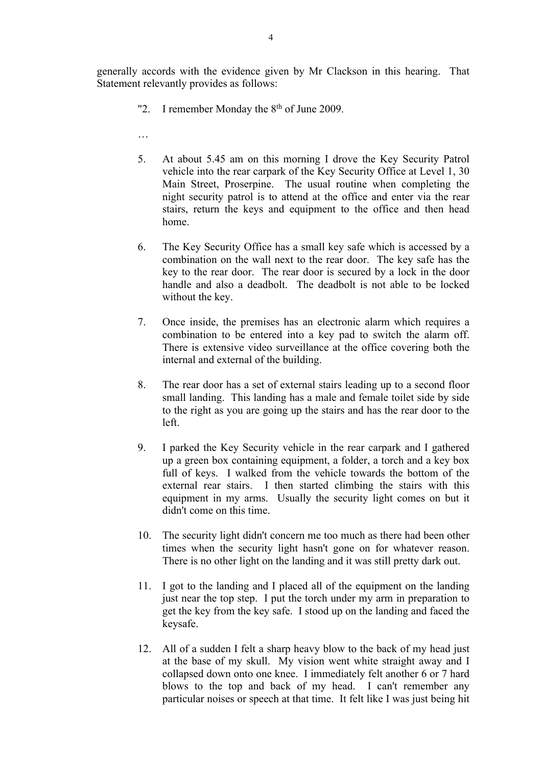generally accords with the evidence given by Mr Clackson in this hearing. That Statement relevantly provides as follows:

> "2. I remember Monday the 8th of June 2009.
>
> …
>
> 5. At about 5.45 am on this morning I drove the Key Security Patrol vehicle into the rear carpark of the Key Security Office at Level 1, 30 Main Street, Proserpine. The usual routine when completing the night security patrol is to attend at the office and enter via the rear stairs, return the keys and equipment to the office and then head home.
>
> 6. The Key Security Office has a small key safe which is accessed by a combination on the wall next to the rear door. The key safe has the key to the rear door. The rear door is secured by a lock in the door handle and also a deadbolt. The deadbolt is not able to be locked without the key.
>
> 7. Once inside, the premises has an electronic alarm which requires a combination to be entered into a key pad to switch the alarm off. There is extensive video surveillance at the office covering both the internal and external of the building.
>
> 8. The rear door has a set of external stairs leading up to a second floor small landing. This landing has a male and female toilet side by side to the right as you are going up the stairs and has the rear door to the left.
>
> 9. I parked the Key Security vehicle in the rear carpark and I gathered up a green box containing equipment, a folder, a torch and a key box full of keys. I walked from the vehicle towards the bottom of the external rear stairs. I then started climbing the stairs with this equipment in my arms. Usually the security light comes on but it didn't come on this time.
>
> 10. The security light didn't concern me too much as there had been other times when the security light hasn't gone on for whatever reason. There is no other light on the landing and it was still pretty dark out.
>
> 11. I got to the landing and I placed all of the equipment on the landing just near the top step. I put the torch under my arm in preparation to get the key from the key safe. I stood up on the landing and faced the keysafe.
>
> 12. All of a sudden I felt a sharp heavy blow to the back of my head just at the base of my skull. My vision went white straight away and I collapsed down onto one knee. I immediately felt another 6 or 7 hard blows to the top and back of my head. I can't remember any particular noises or speech at that time. It felt like I was just being hit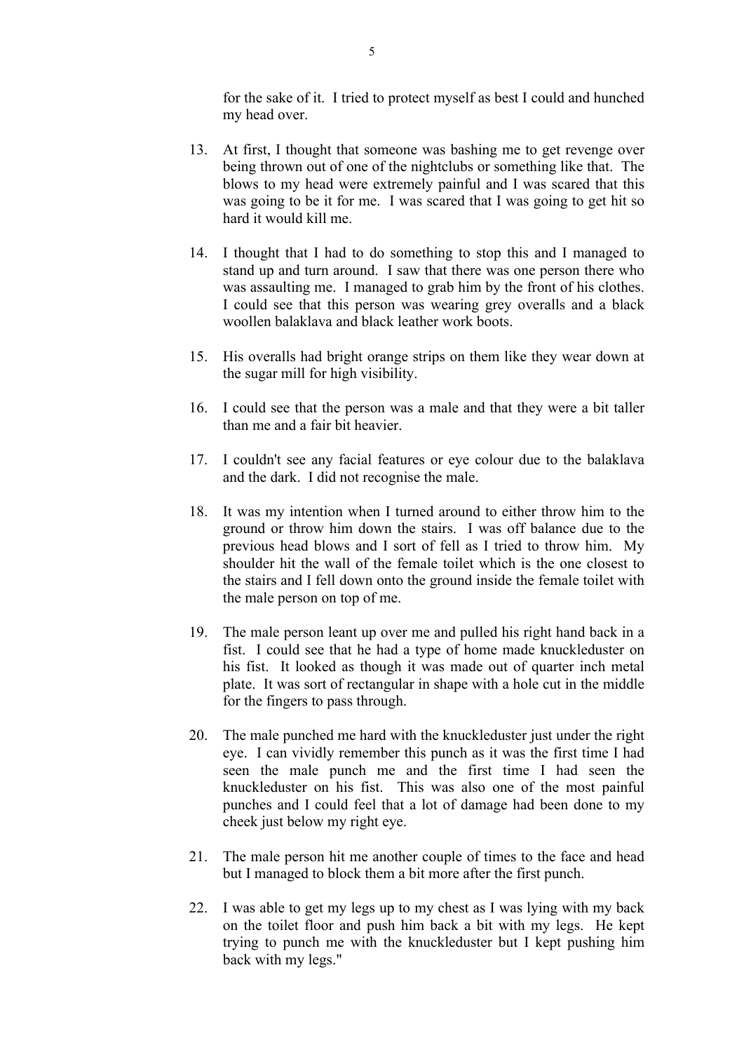for the sake of it. I tried to protect myself as best I could and hunched my head over.

13. At first, I thought that someone was bashing me to get revenge over being thrown out of one of the nightclubs or something like that. The blows to my head were extremely painful and I was scared that this was going to be it for me. I was scared that I was going to get hit so hard it would kill me.

14. I thought that I had to do something to stop this and I managed to stand up and turn around. I saw that there was one person there who was assaulting me. I managed to grab him by the front of his clothes. I could see that this person was wearing grey overalls and a black woollen balaklava and black leather work boots.

15. His overalls had bright orange strips on them like they wear down at the sugar mill for high visibility.

16. I could see that the person was a male and that they were a bit taller than me and a fair bit heavier.

17. I couldn't see any facial features or eye colour due to the balaklava and the dark. I did not recognise the male.

18. It was my intention when I turned around to either throw him to the ground or throw him down the stairs. I was off balance due to the previous head blows and I sort of fell as I tried to throw him. My shoulder hit the wall of the female toilet which is the one closest to the stairs and I fell down onto the ground inside the female toilet with the male person on top of me.

19. The male person leant up over me and pulled his right hand back in a fist. I could see that he had a type of home made knuckleduster on his fist. It looked as though it was made out of quarter inch metal plate. It was sort of rectangular in shape with a hole cut in the middle for the fingers to pass through.

20. The male punched me hard with the knuckleduster just under the right eye. I can vividly remember this punch as it was the first time I had seen the male punch me and the first time I had seen the knuckleduster on his fist. This was also one of the most painful punches and I could feel that a lot of damage had been done to my cheek just below my right eye.

21. The male person hit me another couple of times to the face and head but I managed to block them a bit more after the first punch.

22. I was able to get my legs up to my chest as I was lying with my back on the toilet floor and push him back a bit with my legs. He kept trying to punch me with the knuckleduster but I kept pushing him back with my legs."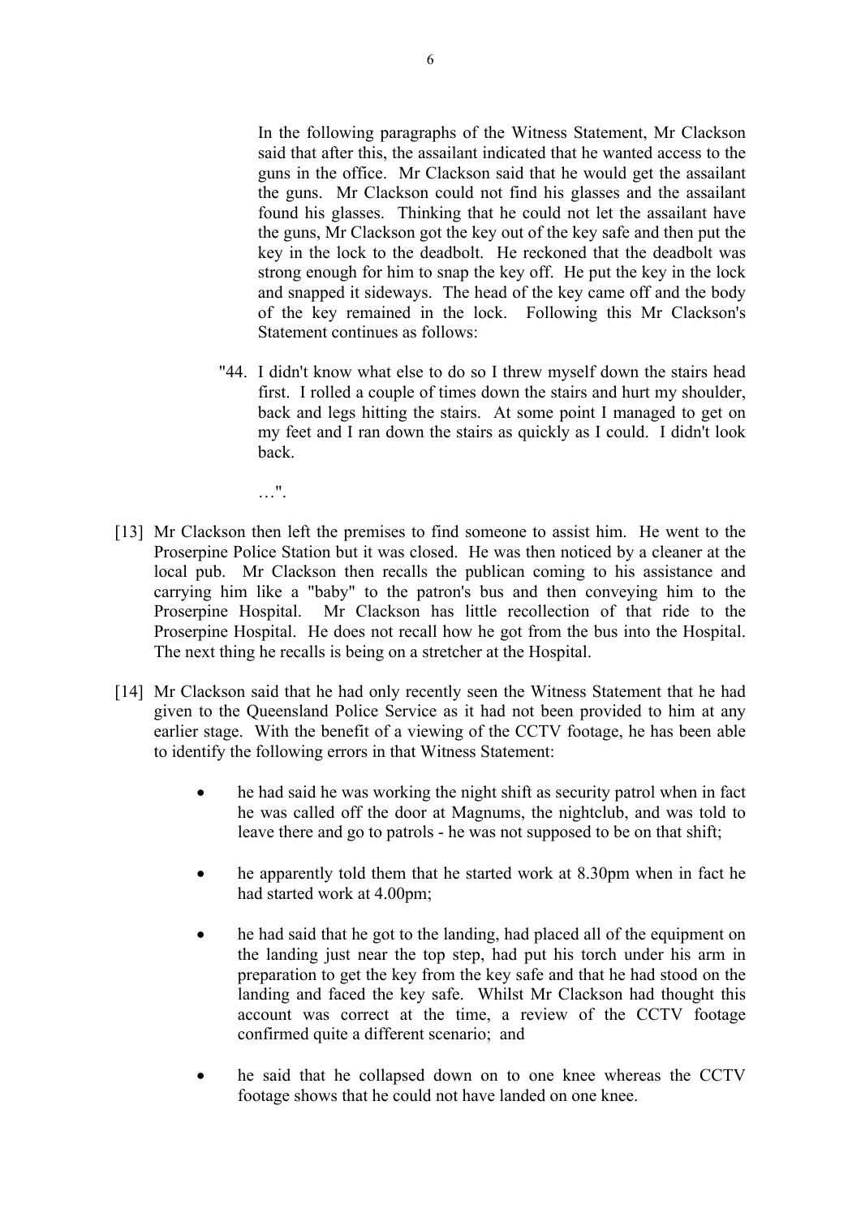In the following paragraphs of the Witness Statement, Mr Clackson said that after this, the assailant indicated that he wanted access to the guns in the office. Mr Clackson said that he would get the assailant the guns. Mr Clackson could not find his glasses and the assailant found his glasses. Thinking that he could not let the assailant have the guns, Mr Clackson got the key out of the key safe and then put the key in the lock to the deadbolt. He reckoned that the deadbolt was strong enough for him to snap the key off. He put the key in the lock and snapped it sideways. The head of the key came off and the body of the key remained in the lock. Following this Mr Clackson's Statement continues as follows:

> "44. I didn't know what else to do so I threw myself down the stairs head first. I rolled a couple of times down the stairs and hurt my shoulder, back and legs hitting the stairs. At some point I managed to get on my feet and I ran down the stairs as quickly as I could. I didn't look back.
>
> …".

[13] Mr Clackson then left the premises to find someone to assist him. He went to the Proserpine Police Station but it was closed. He was then noticed by a cleaner at the local pub. Mr Clackson then recalls the publican coming to his assistance and carrying him like a "baby" to the patron's bus and then conveying him to the Proserpine Hospital. Mr Clackson has little recollection of that ride to the Proserpine Hospital. He does not recall how he got from the bus into the Hospital. The next thing he recalls is being on a stretcher at the Hospital.

[14] Mr Clackson said that he had only recently seen the Witness Statement that he had given to the Queensland Police Service as it had not been provided to him at any earlier stage. With the benefit of a viewing of the CCTV footage, he has been able to identify the following errors in that Witness Statement:

- he had said he was working the night shift as security patrol when in fact he was called off the door at Magnums, the nightclub, and was told to leave there and go to patrols - he was not supposed to be on that shift;
- he apparently told them that he started work at 8.30pm when in fact he had started work at 4.00pm;
- he had said that he got to the landing, had placed all of the equipment on the landing just near the top step, had put his torch under his arm in preparation to get the key from the key safe and that he had stood on the landing and faced the key safe. Whilst Mr Clackson had thought this account was correct at the time, a review of the CCTV footage confirmed quite a different scenario; and
- he said that he collapsed down on to one knee whereas the CCTV footage shows that he could not have landed on one knee.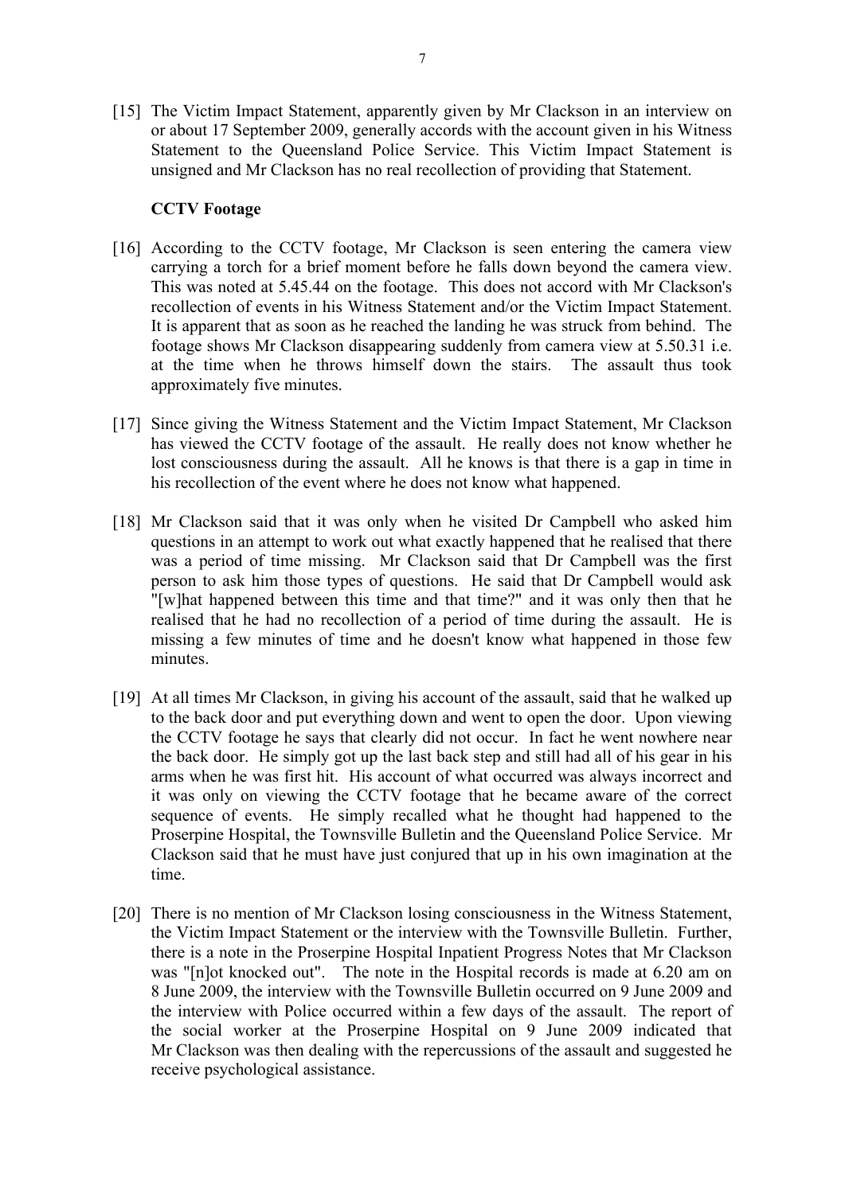[15] The Victim Impact Statement, apparently given by Mr Clackson in an interview on or about 17 September 2009, generally accords with the account given in his Witness Statement to the Queensland Police Service. This Victim Impact Statement is unsigned and Mr Clackson has no real recollection of providing that Statement.

**CCTV Footage**

[16] According to the CCTV footage, Mr Clackson is seen entering the camera view carrying a torch for a brief moment before he falls down beyond the camera view. This was noted at 5.45.44 on the footage. This does not accord with Mr Clackson's recollection of events in his Witness Statement and/or the Victim Impact Statement. It is apparent that as soon as he reached the landing he was struck from behind. The footage shows Mr Clackson disappearing suddenly from camera view at 5.50.31 i.e. at the time when he throws himself down the stairs. The assault thus took approximately five minutes.

[17] Since giving the Witness Statement and the Victim Impact Statement, Mr Clackson has viewed the CCTV footage of the assault. He really does not know whether he lost consciousness during the assault. All he knows is that there is a gap in time in his recollection of the event where he does not know what happened.

[18] Mr Clackson said that it was only when he visited Dr Campbell who asked him questions in an attempt to work out what exactly happened that he realised that there was a period of time missing. Mr Clackson said that Dr Campbell was the first person to ask him those types of questions. He said that Dr Campbell would ask "[w]hat happened between this time and that time?" and it was only then that he realised that he had no recollection of a period of time during the assault. He is missing a few minutes of time and he doesn't know what happened in those few minutes.

[19] At all times Mr Clackson, in giving his account of the assault, said that he walked up to the back door and put everything down and went to open the door. Upon viewing the CCTV footage he says that clearly did not occur. In fact he went nowhere near the back door. He simply got up the last back step and still had all of his gear in his arms when he was first hit. His account of what occurred was always incorrect and it was only on viewing the CCTV footage that he became aware of the correct sequence of events. He simply recalled what he thought had happened to the Proserpine Hospital, the Townsville Bulletin and the Queensland Police Service. Mr Clackson said that he must have just conjured that up in his own imagination at the time.

[20] There is no mention of Mr Clackson losing consciousness in the Witness Statement, the Victim Impact Statement or the interview with the Townsville Bulletin. Further, there is a note in the Proserpine Hospital Inpatient Progress Notes that Mr Clackson was "[n]ot knocked out". The note in the Hospital records is made at 6.20 am on 8 June 2009, the interview with the Townsville Bulletin occurred on 9 June 2009 and the interview with Police occurred within a few days of the assault. The report of the social worker at the Proserpine Hospital on 9 June 2009 indicated that Mr Clackson was then dealing with the repercussions of the assault and suggested he receive psychological assistance.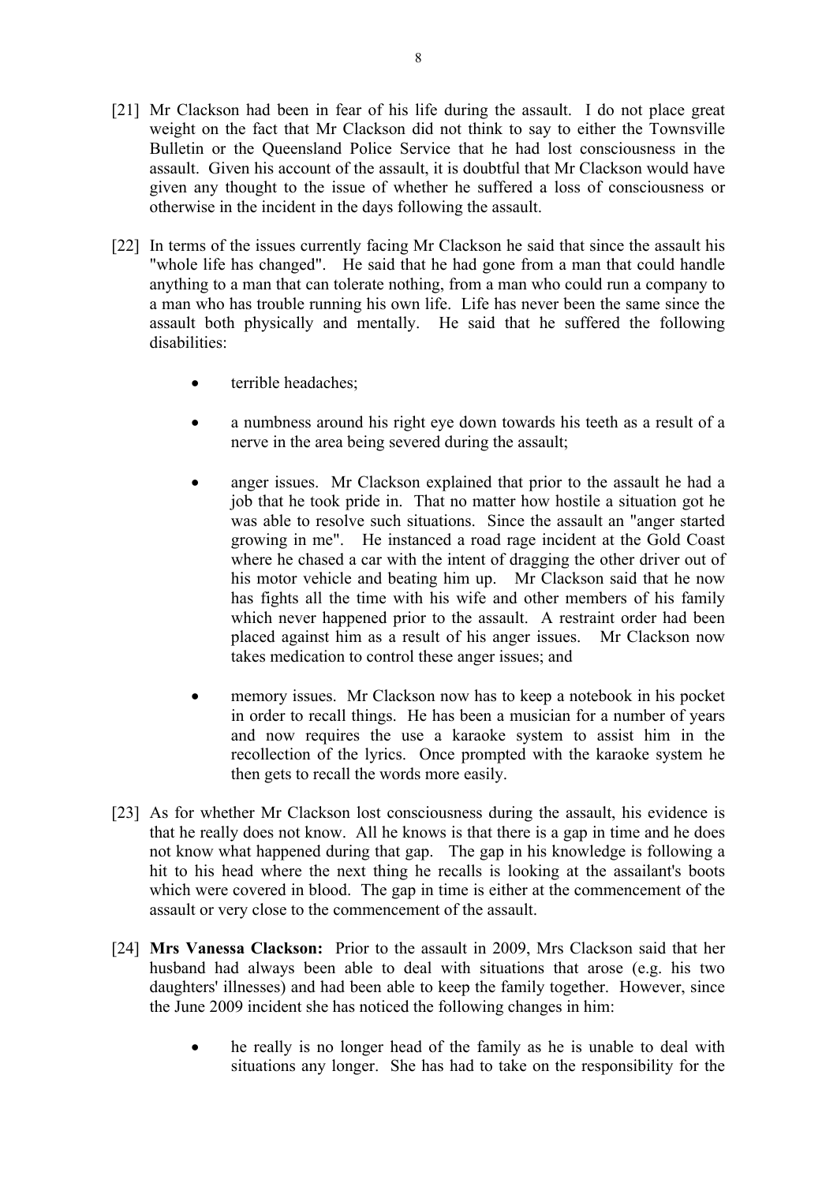[21] Mr Clackson had been in fear of his life during the assault. I do not place great weight on the fact that Mr Clackson did not think to say to either the Townsville Bulletin or the Queensland Police Service that he had lost consciousness in the assault. Given his account of the assault, it is doubtful that Mr Clackson would have given any thought to the issue of whether he suffered a loss of consciousness or otherwise in the incident in the days following the assault.

[22] In terms of the issues currently facing Mr Clackson he said that since the assault his "whole life has changed". He said that he had gone from a man that could handle anything to a man that can tolerate nothing, from a man who could run a company to a man who has trouble running his own life. Life has never been the same since the assault both physically and mentally. He said that he suffered the following disabilities:

- terrible headaches;

- a numbness around his right eye down towards his teeth as a result of a nerve in the area being severed during the assault;

- anger issues. Mr Clackson explained that prior to the assault he had a job that he took pride in. That no matter how hostile a situation got he was able to resolve such situations. Since the assault an "anger started growing in me". He instanced a road rage incident at the Gold Coast where he chased a car with the intent of dragging the other driver out of his motor vehicle and beating him up. Mr Clackson said that he now has fights all the time with his wife and other members of his family which never happened prior to the assault. A restraint order had been placed against him as a result of his anger issues. Mr Clackson now takes medication to control these anger issues; and

- memory issues. Mr Clackson now has to keep a notebook in his pocket in order to recall things. He has been a musician for a number of years and now requires the use a karaoke system to assist him in the recollection of the lyrics. Once prompted with the karaoke system he then gets to recall the words more easily.

[23] As for whether Mr Clackson lost consciousness during the assault, his evidence is that he really does not know. All he knows is that there is a gap in time and he does not know what happened during that gap. The gap in his knowledge is following a hit to his head where the next thing he recalls is looking at the assailant's boots which were covered in blood. The gap in time is either at the commencement of the assault or very close to the commencement of the assault.

[24] **Mrs Vanessa Clackson:** Prior to the assault in 2009, Mrs Clackson said that her husband had always been able to deal with situations that arose (e.g. his two daughters' illnesses) and had been able to keep the family together. However, since the June 2009 incident she has noticed the following changes in him:

- he really is no longer head of the family as he is unable to deal with situations any longer. She has had to take on the responsibility for the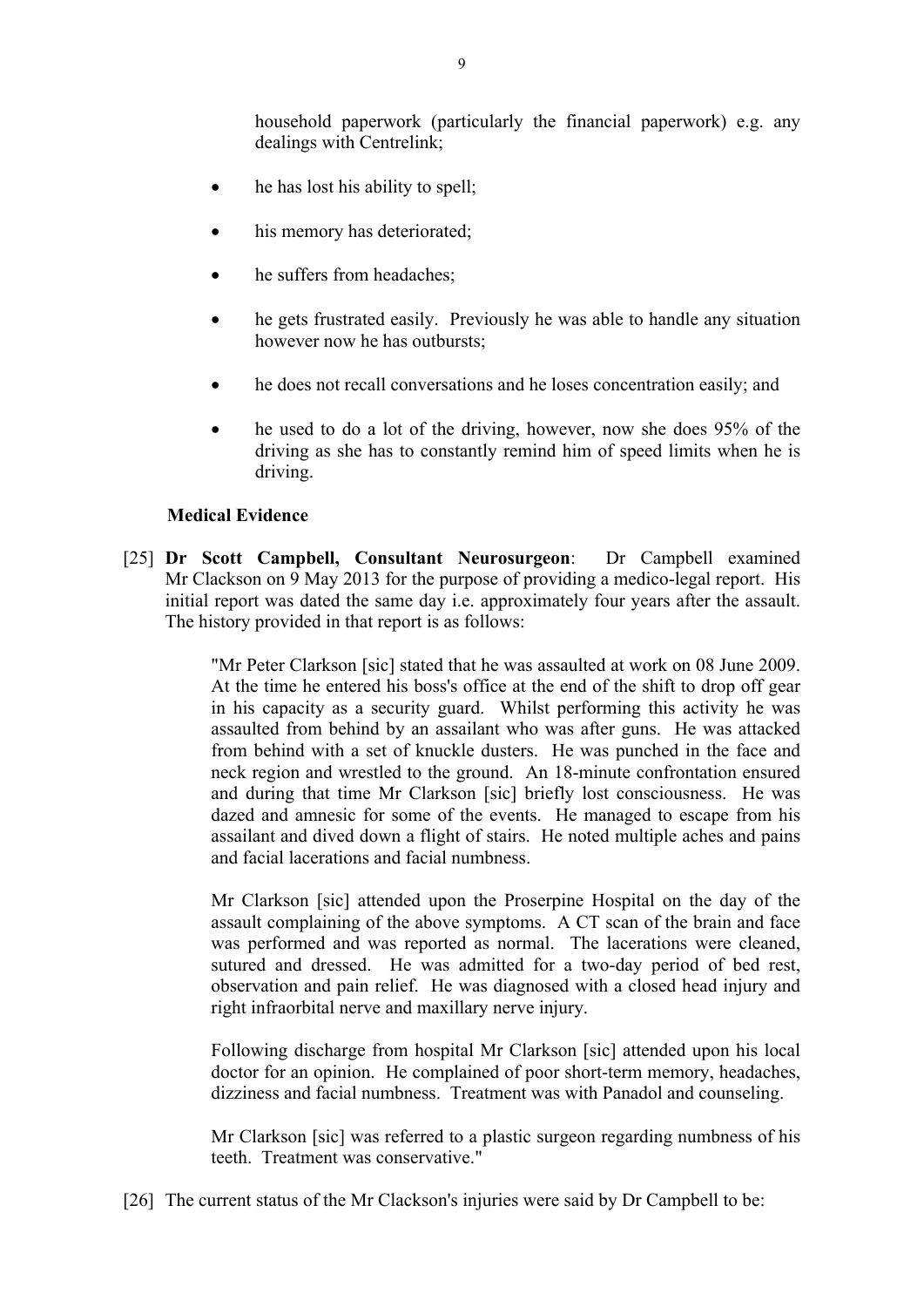household paperwork (particularly the financial paperwork) e.g. any dealings with Centrelink;

- he has lost his ability to spell;
- his memory has deteriorated;
- he suffers from headaches;
- he gets frustrated easily. Previously he was able to handle any situation however now he has outbursts;
- he does not recall conversations and he loses concentration easily; and
- he used to do a lot of the driving, however, now she does 95% of the driving as she has to constantly remind him of speed limits when he is driving.

**Medical Evidence**

[25] **Dr Scott Campbell, Consultant Neurosurgeon**: Dr Campbell examined Mr Clackson on 9 May 2013 for the purpose of providing a medico-legal report. His initial report was dated the same day i.e. approximately four years after the assault. The history provided in that report is as follows:

> "Mr Peter Clarkson [sic] stated that he was assaulted at work on 08 June 2009. At the time he entered his boss's office at the end of the shift to drop off gear in his capacity as a security guard. Whilst performing this activity he was assaulted from behind by an assailant who was after guns. He was attacked from behind with a set of knuckle dusters. He was punched in the face and neck region and wrestled to the ground. An 18-minute confrontation ensured and during that time Mr Clarkson [sic] briefly lost consciousness. He was dazed and amnesic for some of the events. He managed to escape from his assailant and dived down a flight of stairs. He noted multiple aches and pains and facial lacerations and facial numbness.
>
> Mr Clarkson [sic] attended upon the Proserpine Hospital on the day of the assault complaining of the above symptoms. A CT scan of the brain and face was performed and was reported as normal. The lacerations were cleaned, sutured and dressed. He was admitted for a two-day period of bed rest, observation and pain relief. He was diagnosed with a closed head injury and right infraorbital nerve and maxillary nerve injury.
>
> Following discharge from hospital Mr Clarkson [sic] attended upon his local doctor for an opinion. He complained of poor short-term memory, headaches, dizziness and facial numbness. Treatment was with Panadol and counseling.
>
> Mr Clarkson [sic] was referred to a plastic surgeon regarding numbness of his teeth. Treatment was conservative."

[26] The current status of the Mr Clackson's injuries were said by Dr Campbell to be: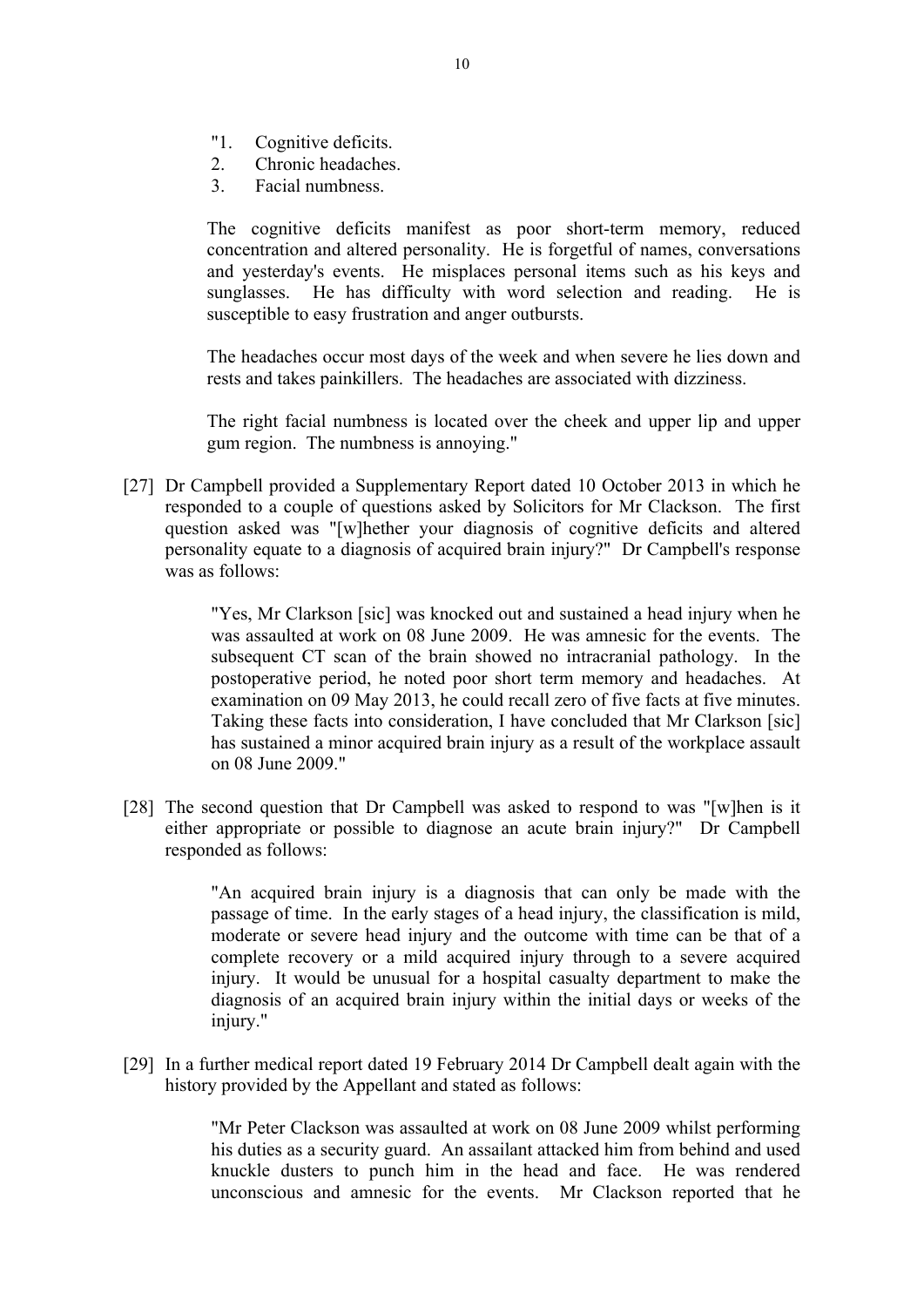> "1. Cognitive deficits.
> 2. Chronic headaches.
> 3. Facial numbness.
>
> The cognitive deficits manifest as poor short-term memory, reduced concentration and altered personality. He is forgetful of names, conversations and yesterday's events. He misplaces personal items such as his keys and sunglasses. He has difficulty with word selection and reading. He is susceptible to easy frustration and anger outbursts.
>
> The headaches occur most days of the week and when severe he lies down and rests and takes painkillers. The headaches are associated with dizziness.
>
> The right facial numbness is located over the cheek and upper lip and upper gum region. The numbness is annoying."

[27] Dr Campbell provided a Supplementary Report dated 10 October 2013 in which he responded to a couple of questions asked by Solicitors for Mr Clackson. The first question asked was "[w]hether your diagnosis of cognitive deficits and altered personality equate to a diagnosis of acquired brain injury?" Dr Campbell's response was as follows:

> "Yes, Mr Clarkson [sic] was knocked out and sustained a head injury when he was assaulted at work on 08 June 2009. He was amnesic for the events. The subsequent CT scan of the brain showed no intracranial pathology. In the postoperative period, he noted poor short term memory and headaches. At examination on 09 May 2013, he could recall zero of five facts at five minutes. Taking these facts into consideration, I have concluded that Mr Clarkson [sic] has sustained a minor acquired brain injury as a result of the workplace assault on 08 June 2009."

[28] The second question that Dr Campbell was asked to respond to was "[w]hen is it either appropriate or possible to diagnose an acute brain injury?" Dr Campbell responded as follows:

> "An acquired brain injury is a diagnosis that can only be made with the passage of time. In the early stages of a head injury, the classification is mild, moderate or severe head injury and the outcome with time can be that of a complete recovery or a mild acquired injury through to a severe acquired injury. It would be unusual for a hospital casualty department to make the diagnosis of an acquired brain injury within the initial days or weeks of the injury."

[29] In a further medical report dated 19 February 2014 Dr Campbell dealt again with the history provided by the Appellant and stated as follows:

> "Mr Peter Clackson was assaulted at work on 08 June 2009 whilst performing his duties as a security guard. An assailant attacked him from behind and used knuckle dusters to punch him in the head and face. He was rendered unconscious and amnesic for the events. Mr Clackson reported that he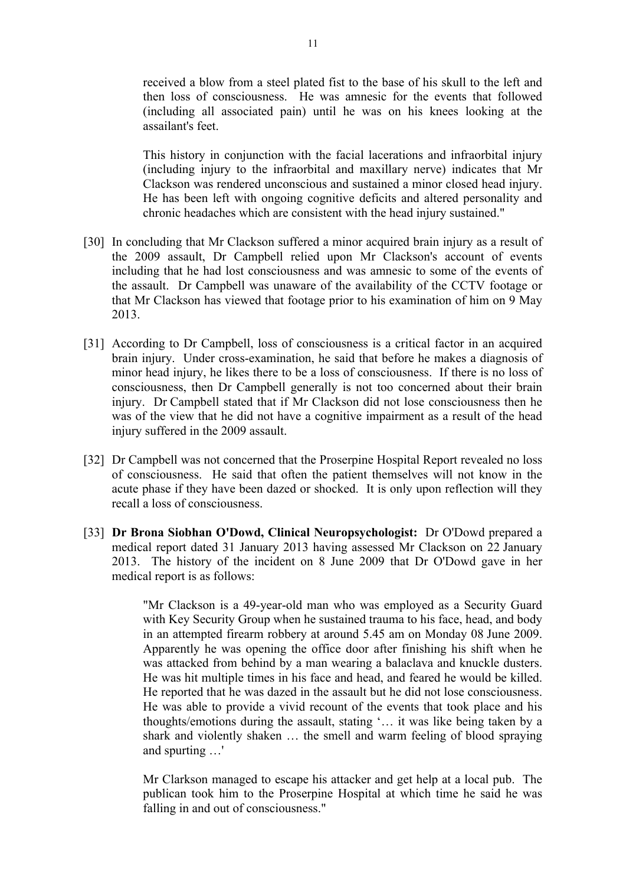received a blow from a steel plated fist to the base of his skull to the left and then loss of consciousness. He was amnesic for the events that followed (including all associated pain) until he was on his knees looking at the assailant's feet.

This history in conjunction with the facial lacerations and infraorbital injury (including injury to the infraorbital and maxillary nerve) indicates that Mr Clackson was rendered unconscious and sustained a minor closed head injury. He has been left with ongoing cognitive deficits and altered personality and chronic headaches which are consistent with the head injury sustained."

[30] In concluding that Mr Clackson suffered a minor acquired brain injury as a result of the 2009 assault, Dr Campbell relied upon Mr Clackson's account of events including that he had lost consciousness and was amnesic to some of the events of the assault. Dr Campbell was unaware of the availability of the CCTV footage or that Mr Clackson has viewed that footage prior to his examination of him on 9 May 2013.

[31] According to Dr Campbell, loss of consciousness is a critical factor in an acquired brain injury. Under cross-examination, he said that before he makes a diagnosis of minor head injury, he likes there to be a loss of consciousness. If there is no loss of consciousness, then Dr Campbell generally is not too concerned about their brain injury. Dr Campbell stated that if Mr Clackson did not lose consciousness then he was of the view that he did not have a cognitive impairment as a result of the head injury suffered in the 2009 assault.

[32] Dr Campbell was not concerned that the Proserpine Hospital Report revealed no loss of consciousness. He said that often the patient themselves will not know in the acute phase if they have been dazed or shocked. It is only upon reflection will they recall a loss of consciousness.

[33] **Dr Brona Siobhan O'Dowd, Clinical Neuropsychologist:** Dr O'Dowd prepared a medical report dated 31 January 2013 having assessed Mr Clackson on 22 January 2013. The history of the incident on 8 June 2009 that Dr O'Dowd gave in her medical report is as follows:

> "Mr Clackson is a 49-year-old man who was employed as a Security Guard with Key Security Group when he sustained trauma to his face, head, and body in an attempted firearm robbery at around 5.45 am on Monday 08 June 2009. Apparently he was opening the office door after finishing his shift when he was attacked from behind by a man wearing a balaclava and knuckle dusters. He was hit multiple times in his face and head, and feared he would be killed. He reported that he was dazed in the assault but he did not lose consciousness. He was able to provide a vivid recount of the events that took place and his thoughts/emotions during the assault, stating '… it was like being taken by a shark and violently shaken … the smell and warm feeling of blood spraying and spurting …'
>
> Mr Clarkson managed to escape his attacker and get help at a local pub. The publican took him to the Proserpine Hospital at which time he said he was falling in and out of consciousness."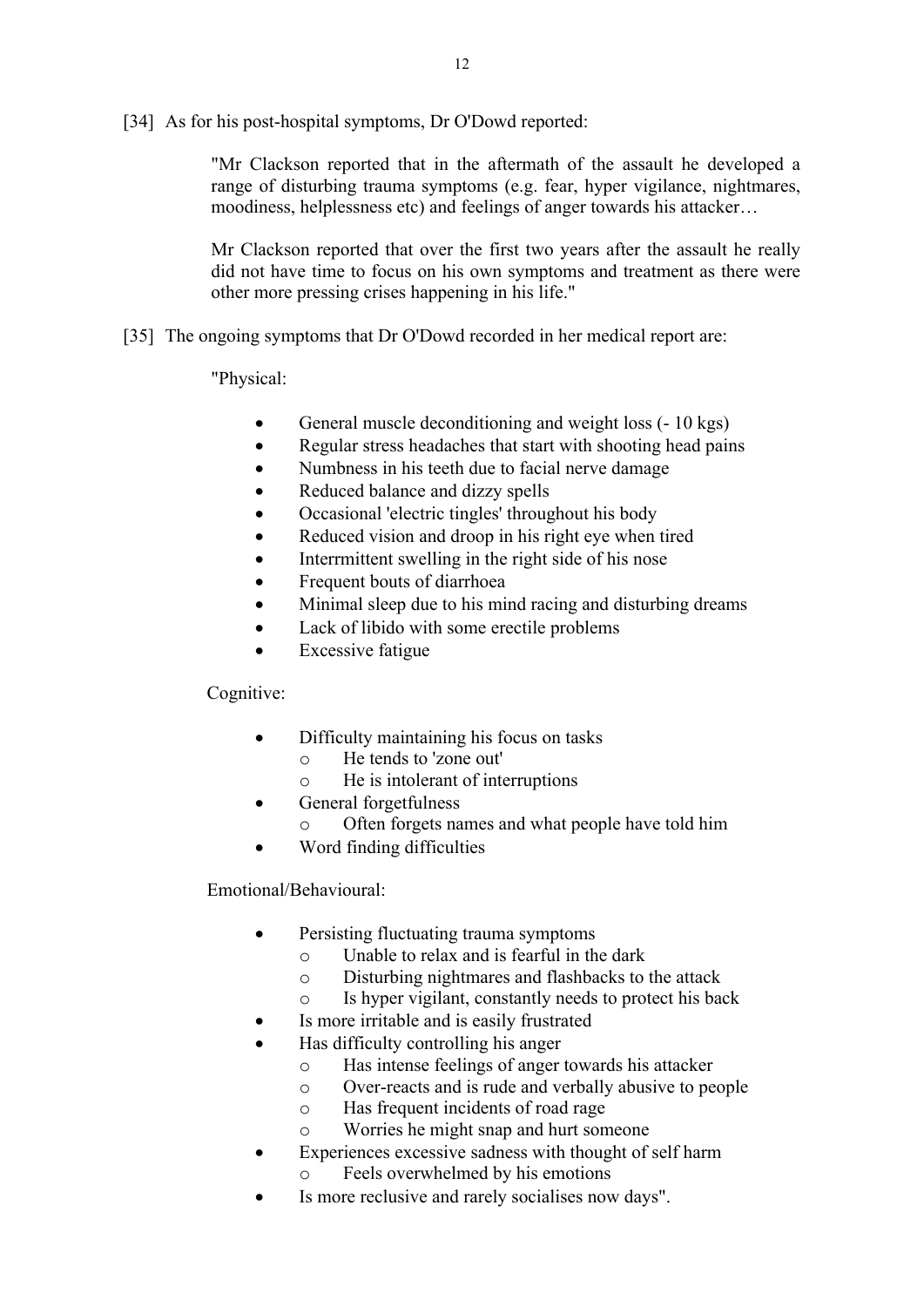[34] As for his post-hospital symptoms, Dr O'Dowd reported:

> "Mr Clackson reported that in the aftermath of the assault he developed a range of disturbing trauma symptoms (e.g. fear, hyper vigilance, nightmares, moodiness, helplessness etc) and feelings of anger towards his attacker…
>
> Mr Clackson reported that over the first two years after the assault he really did not have time to focus on his own symptoms and treatment as there were other more pressing crises happening in his life."

[35] The ongoing symptoms that Dr O'Dowd recorded in her medical report are:

> "Physical:
>
> - General muscle deconditioning and weight loss (- 10 kgs)
> - Regular stress headaches that start with shooting head pains
> - Numbness in his teeth due to facial nerve damage
> - Reduced balance and dizzy spells
> - Occasional 'electric tingles' throughout his body
> - Reduced vision and droop in his right eye when tired
> - Interrmittent swelling in the right side of his nose
> - Frequent bouts of diarrhoea
> - Minimal sleep due to his mind racing and disturbing dreams
> - Lack of libido with some erectile problems
> - Excessive fatigue
>
> Cognitive:
>
> - Difficulty maintaining his focus on tasks
>     - He tends to 'zone out'
>     - He is intolerant of interruptions
> - General forgetfulness
>     - Often forgets names and what people have told him
> - Word finding difficulties
>
> Emotional/Behavioural:
>
> - Persisting fluctuating trauma symptoms
>     - Unable to relax and is fearful in the dark
>     - Disturbing nightmares and flashbacks to the attack
>     - Is hyper vigilant, constantly needs to protect his back
> - Is more irritable and is easily frustrated
> - Has difficulty controlling his anger
>     - Has intense feelings of anger towards his attacker
>     - Over-reacts and is rude and verbally abusive to people
>     - Has frequent incidents of road rage
>     - Worries he might snap and hurt someone
> - Experiences excessive sadness with thought of self harm
>     - Feels overwhelmed by his emotions
> - Is more reclusive and rarely socialises now days".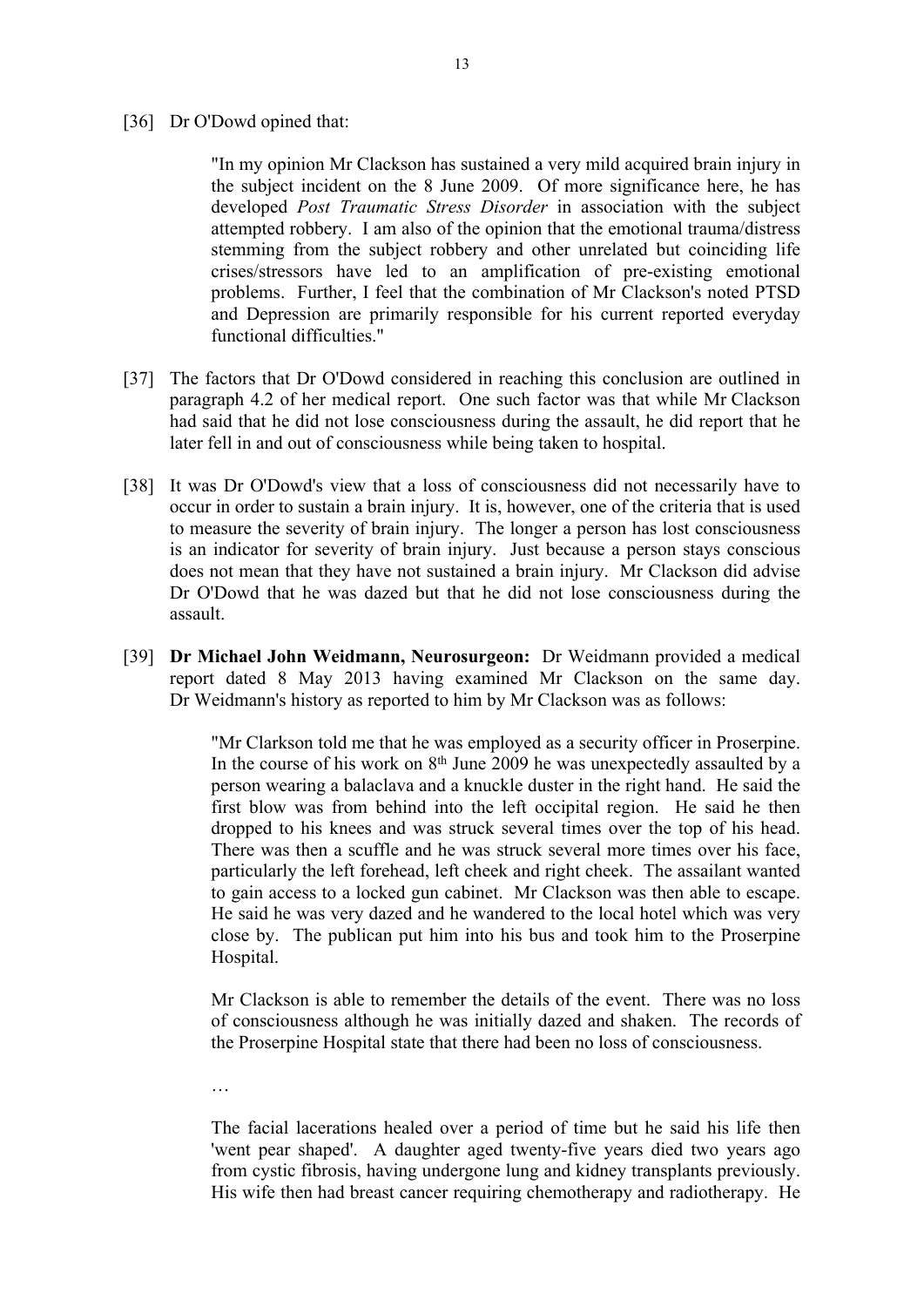[36] Dr O'Dowd opined that:

> "In my opinion Mr Clackson has sustained a very mild acquired brain injury in the subject incident on the 8 June 2009. Of more significance here, he has developed *Post Traumatic Stress Disorder* in association with the subject attempted robbery. I am also of the opinion that the emotional trauma/distress stemming from the subject robbery and other unrelated but coinciding life crises/stressors have led to an amplification of pre-existing emotional problems. Further, I feel that the combination of Mr Clackson's noted PTSD and Depression are primarily responsible for his current reported everyday functional difficulties."

[37] The factors that Dr O'Dowd considered in reaching this conclusion are outlined in paragraph 4.2 of her medical report. One such factor was that while Mr Clackson had said that he did not lose consciousness during the assault, he did report that he later fell in and out of consciousness while being taken to hospital.

[38] It was Dr O'Dowd's view that a loss of consciousness did not necessarily have to occur in order to sustain a brain injury. It is, however, one of the criteria that is used to measure the severity of brain injury. The longer a person has lost consciousness is an indicator for severity of brain injury. Just because a person stays conscious does not mean that they have not sustained a brain injury. Mr Clackson did advise Dr O'Dowd that he was dazed but that he did not lose consciousness during the assault.

[39] **Dr Michael John Weidmann, Neurosurgeon:** Dr Weidmann provided a medical report dated 8 May 2013 having examined Mr Clackson on the same day. Dr Weidmann's history as reported to him by Mr Clackson was as follows:

> "Mr Clarkson told me that he was employed as a security officer in Proserpine. In the course of his work on 8th June 2009 he was unexpectedly assaulted by a person wearing a balaclava and a knuckle duster in the right hand. He said the first blow was from behind into the left occipital region. He said he then dropped to his knees and was struck several times over the top of his head. There was then a scuffle and he was struck several more times over his face, particularly the left forehead, left cheek and right cheek. The assailant wanted to gain access to a locked gun cabinet. Mr Clackson was then able to escape. He said he was very dazed and he wandered to the local hotel which was very close by. The publican put him into his bus and took him to the Proserpine Hospital.
>
> Mr Clackson is able to remember the details of the event. There was no loss of consciousness although he was initially dazed and shaken. The records of the Proserpine Hospital state that there had been no loss of consciousness.
>
> …
>
> The facial lacerations healed over a period of time but he said his life then 'went pear shaped'. A daughter aged twenty-five years died two years ago from cystic fibrosis, having undergone lung and kidney transplants previously. His wife then had breast cancer requiring chemotherapy and radiotherapy. He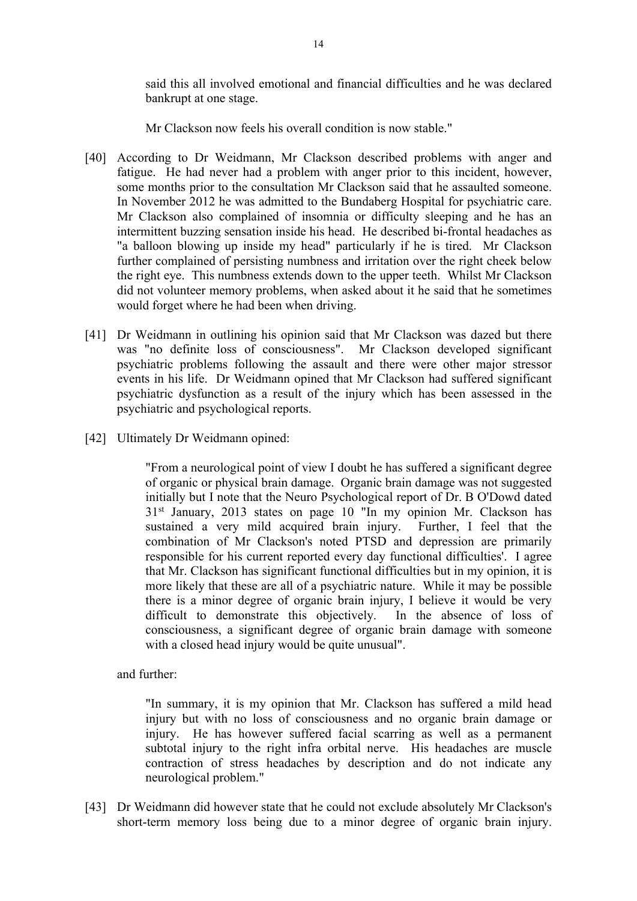said this all involved emotional and financial difficulties and he was declared bankrupt at one stage.

Mr Clackson now feels his overall condition is now stable."

[40] According to Dr Weidmann, Mr Clackson described problems with anger and fatigue. He had never had a problem with anger prior to this incident, however, some months prior to the consultation Mr Clackson said that he assaulted someone. In November 2012 he was admitted to the Bundaberg Hospital for psychiatric care. Mr Clackson also complained of insomnia or difficulty sleeping and he has an intermittent buzzing sensation inside his head. He described bi-frontal headaches as "a balloon blowing up inside my head" particularly if he is tired. Mr Clackson further complained of persisting numbness and irritation over the right cheek below the right eye. This numbness extends down to the upper teeth. Whilst Mr Clackson did not volunteer memory problems, when asked about it he said that he sometimes would forget where he had been when driving.

[41] Dr Weidmann in outlining his opinion said that Mr Clackson was dazed but there was "no definite loss of consciousness". Mr Clackson developed significant psychiatric problems following the assault and there were other major stressor events in his life. Dr Weidmann opined that Mr Clackson had suffered significant psychiatric dysfunction as a result of the injury which has been assessed in the psychiatric and psychological reports.

[42] Ultimately Dr Weidmann opined:

> "From a neurological point of view I doubt he has suffered a significant degree of organic or physical brain damage. Organic brain damage was not suggested initially but I note that the Neuro Psychological report of Dr. B O'Dowd dated 31st January, 2013 states on page 10 "In my opinion Mr. Clackson has sustained a very mild acquired brain injury. Further, I feel that the combination of Mr Clackson's noted PTSD and depression are primarily responsible for his current reported every day functional difficulties'. I agree that Mr. Clackson has significant functional difficulties but in my opinion, it is more likely that these are all of a psychiatric nature. While it may be possible there is a minor degree of organic brain injury, I believe it would be very difficult to demonstrate this objectively. In the absence of loss of consciousness, a significant degree of organic brain damage with someone with a closed head injury would be quite unusual".

and further:

> "In summary, it is my opinion that Mr. Clackson has suffered a mild head injury but with no loss of consciousness and no organic brain damage or injury. He has however suffered facial scarring as well as a permanent subtotal injury to the right infra orbital nerve. His headaches are muscle contraction of stress headaches by description and do not indicate any neurological problem."

[43] Dr Weidmann did however state that he could not exclude absolutely Mr Clackson's short-term memory loss being due to a minor degree of organic brain injury.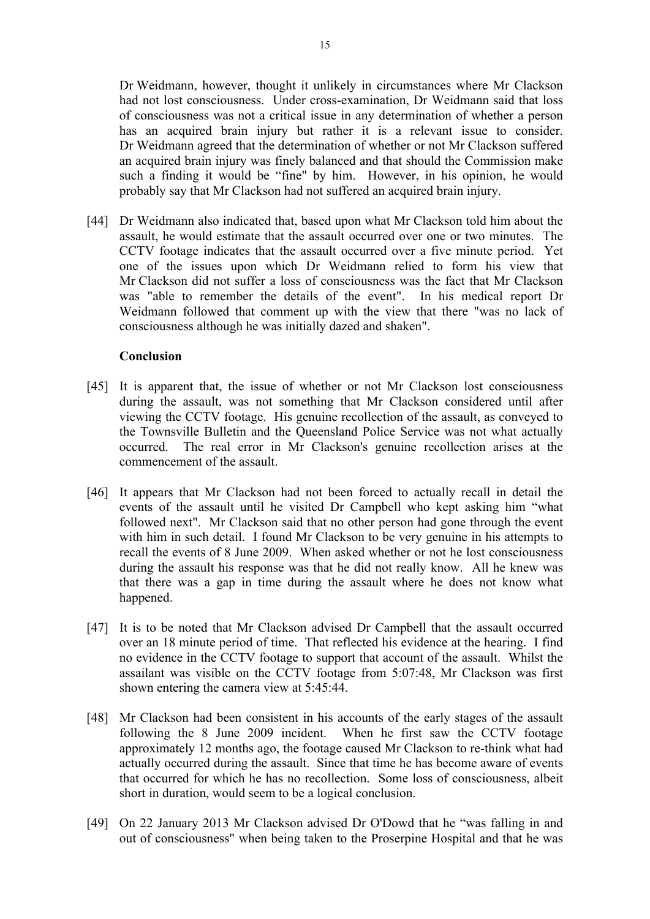Dr Weidmann, however, thought it unlikely in circumstances where Mr Clackson had not lost consciousness. Under cross-examination, Dr Weidmann said that loss of consciousness was not a critical issue in any determination of whether a person has an acquired brain injury but rather it is a relevant issue to consider. Dr Weidmann agreed that the determination of whether or not Mr Clackson suffered an acquired brain injury was finely balanced and that should the Commission make such a finding it would be "fine" by him. However, in his opinion, he would probably say that Mr Clackson had not suffered an acquired brain injury.

[44] Dr Weidmann also indicated that, based upon what Mr Clackson told him about the assault, he would estimate that the assault occurred over one or two minutes. The CCTV footage indicates that the assault occurred over a five minute period. Yet one of the issues upon which Dr Weidmann relied to form his view that Mr Clackson did not suffer a loss of consciousness was the fact that Mr Clackson was "able to remember the details of the event". In his medical report Dr Weidmann followed that comment up with the view that there "was no lack of consciousness although he was initially dazed and shaken".

**Conclusion**

[45] It is apparent that, the issue of whether or not Mr Clackson lost consciousness during the assault, was not something that Mr Clackson considered until after viewing the CCTV footage. His genuine recollection of the assault, as conveyed to the Townsville Bulletin and the Queensland Police Service was not what actually occurred. The real error in Mr Clackson's genuine recollection arises at the commencement of the assault.

[46] It appears that Mr Clackson had not been forced to actually recall in detail the events of the assault until he visited Dr Campbell who kept asking him "what followed next". Mr Clackson said that no other person had gone through the event with him in such detail. I found Mr Clackson to be very genuine in his attempts to recall the events of 8 June 2009. When asked whether or not he lost consciousness during the assault his response was that he did not really know. All he knew was that there was a gap in time during the assault where he does not know what happened.

[47] It is to be noted that Mr Clackson advised Dr Campbell that the assault occurred over an 18 minute period of time. That reflected his evidence at the hearing. I find no evidence in the CCTV footage to support that account of the assault. Whilst the assailant was visible on the CCTV footage from 5:07:48, Mr Clackson was first shown entering the camera view at 5:45:44.

[48] Mr Clackson had been consistent in his accounts of the early stages of the assault following the 8 June 2009 incident. When he first saw the CCTV footage approximately 12 months ago, the footage caused Mr Clackson to re-think what had actually occurred during the assault. Since that time he has become aware of events that occurred for which he has no recollection. Some loss of consciousness, albeit short in duration, would seem to be a logical conclusion.

[49] On 22 January 2013 Mr Clackson advised Dr O'Dowd that he "was falling in and out of consciousness" when being taken to the Proserpine Hospital and that he was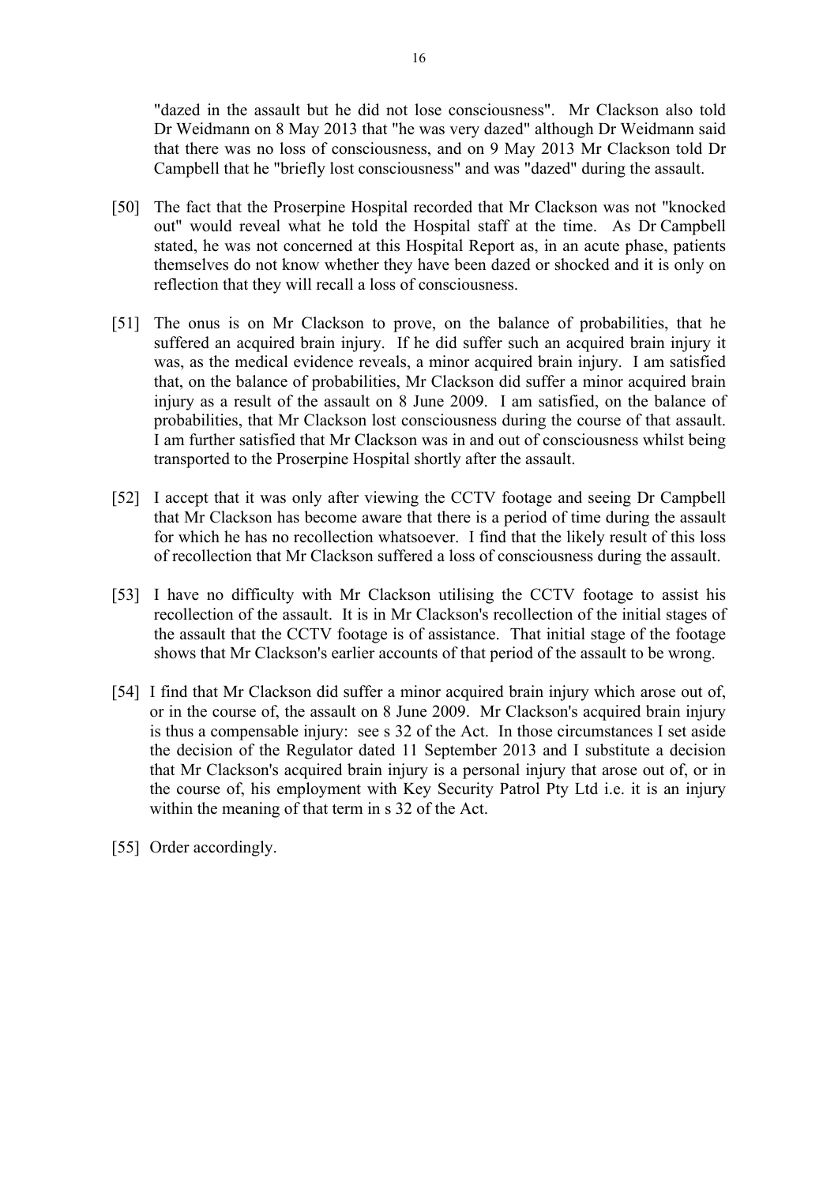"dazed in the assault but he did not lose consciousness". Mr Clackson also told Dr Weidmann on 8 May 2013 that "he was very dazed" although Dr Weidmann said that there was no loss of consciousness, and on 9 May 2013 Mr Clackson told Dr Campbell that he "briefly lost consciousness" and was "dazed" during the assault.

[50] The fact that the Proserpine Hospital recorded that Mr Clackson was not "knocked out" would reveal what he told the Hospital staff at the time. As Dr Campbell stated, he was not concerned at this Hospital Report as, in an acute phase, patients themselves do not know whether they have been dazed or shocked and it is only on reflection that they will recall a loss of consciousness.

[51] The onus is on Mr Clackson to prove, on the balance of probabilities, that he suffered an acquired brain injury. If he did suffer such an acquired brain injury it was, as the medical evidence reveals, a minor acquired brain injury. I am satisfied that, on the balance of probabilities, Mr Clackson did suffer a minor acquired brain injury as a result of the assault on 8 June 2009. I am satisfied, on the balance of probabilities, that Mr Clackson lost consciousness during the course of that assault. I am further satisfied that Mr Clackson was in and out of consciousness whilst being transported to the Proserpine Hospital shortly after the assault.

[52] I accept that it was only after viewing the CCTV footage and seeing Dr Campbell that Mr Clackson has become aware that there is a period of time during the assault for which he has no recollection whatsoever. I find that the likely result of this loss of recollection that Mr Clackson suffered a loss of consciousness during the assault.

[53] I have no difficulty with Mr Clackson utilising the CCTV footage to assist his recollection of the assault. It is in Mr Clackson's recollection of the initial stages of the assault that the CCTV footage is of assistance. That initial stage of the footage shows that Mr Clackson's earlier accounts of that period of the assault to be wrong.

[54] I find that Mr Clackson did suffer a minor acquired brain injury which arose out of, or in the course of, the assault on 8 June 2009. Mr Clackson's acquired brain injury is thus a compensable injury: see s 32 of the Act. In those circumstances I set aside the decision of the Regulator dated 11 September 2013 and I substitute a decision that Mr Clackson's acquired brain injury is a personal injury that arose out of, or in the course of, his employment with Key Security Patrol Pty Ltd i.e. it is an injury within the meaning of that term in s 32 of the Act.

[55] Order accordingly.